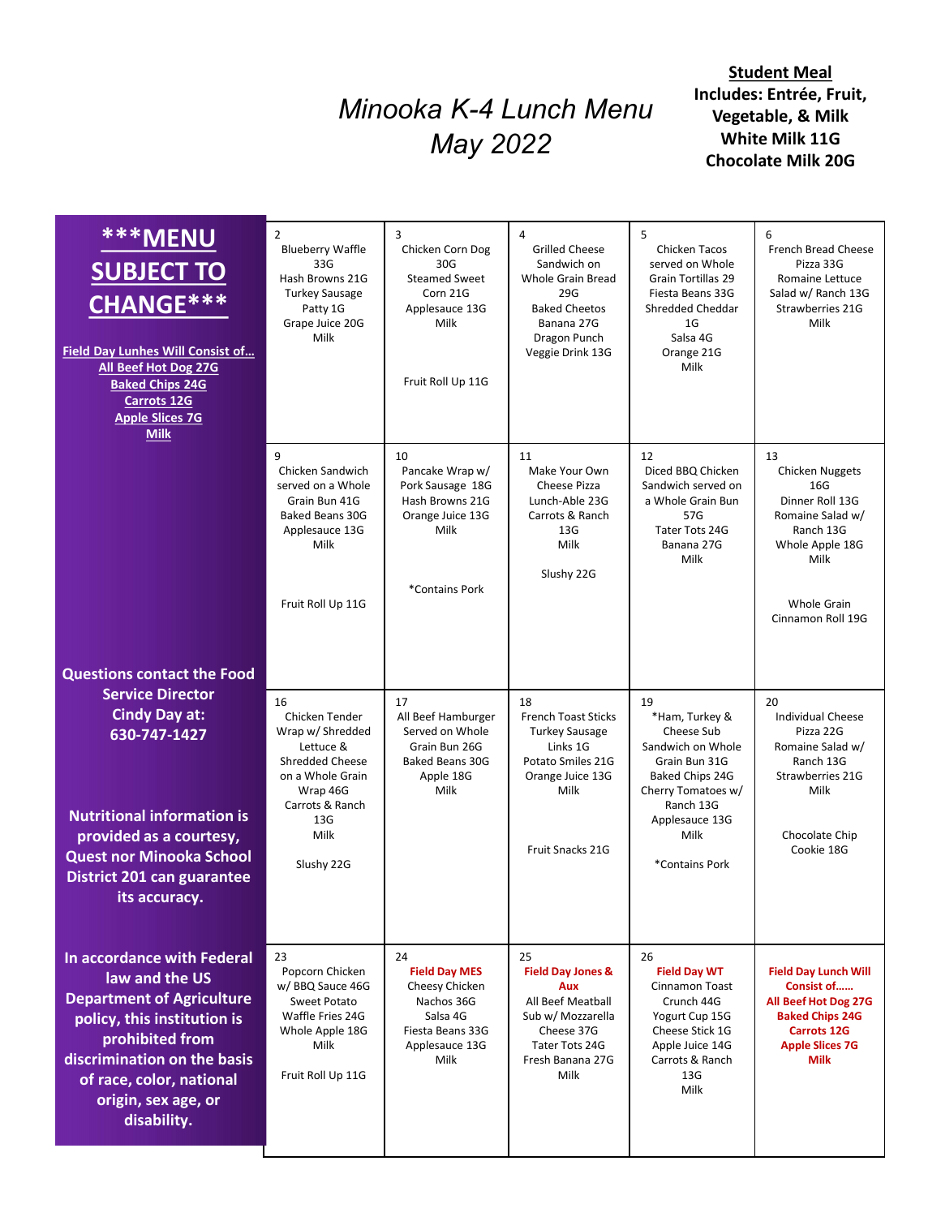# Minooka K-4 Lunch Menu
# May 2022

**Student Meal**
**Includes: Entrée, Fruit, Vegetable, & Milk**
**White Milk 11G**
**Chocolate Milk 20G**

**\*\*\*MENU SUBJECT TO CHANGE\*\*\***

**Field Day Lunhes Will Consist of…**
**All Beef Hot Dog 27G**
**Baked Chips 24G**
**Carrots 12G**
**Apple Slices 7G**
**Milk**

| Monday | Tuesday | Wednesday | Thursday | Friday |
|---|---|---|---|---|
| 2<br>Blueberry Waffle 33G<br>Hash Browns 21G<br>Turkey Sausage Patty 1G<br>Grape Juice 20G<br>Milk | 3<br>Chicken Corn Dog 30G<br>Steamed Sweet Corn 21G<br>Applesauce 13G<br>Milk<br><br>Fruit Roll Up 11G | 4<br>Grilled Cheese Sandwich on Whole Grain Bread 29G<br>Baked Cheetos<br>Banana 27G<br>Dragon Punch Veggie Drink 13G | 5<br>Chicken Tacos served on Whole Grain Tortillas 29<br>Fiesta Beans 33G<br>Shredded Cheddar 1G<br>Salsa 4G<br>Orange 21G<br>Milk | 6<br>French Bread Cheese Pizza 33G<br>Romaine Lettuce Salad w/ Ranch 13G<br>Strawberries 21G<br>Milk |
| 9<br>Chicken Sandwich served on a Whole Grain Bun 41G<br>Baked Beans 30G<br>Applesauce 13G<br>Milk<br><br>Fruit Roll Up 11G | 10<br>Pancake Wrap w/ Pork Sausage 18G<br>Hash Browns 21G<br>Orange Juice 13G<br>Milk<br><br>*Contains Pork | 11<br>Make Your Own Cheese Pizza Lunch-Able 23G<br>Carrots & Ranch 13G<br>Milk<br><br>Slushy 22G | 12<br>Diced BBQ Chicken Sandwich served on a Whole Grain Bun 57G<br>Tater Tots 24G<br>Banana 27G<br>Milk | 13<br>Chicken Nuggets 16G<br>Dinner Roll 13G<br>Romaine Salad w/ Ranch 13G<br>Whole Apple 18G<br>Milk<br><br>Whole Grain Cinnamon Roll 19G |
| 16<br>Chicken Tender Wrap w/ Shredded Lettuce & Shredded Cheese on a Whole Grain Wrap 46G<br>Carrots & Ranch 13G<br>Milk<br><br>Slushy 22G | 17<br>All Beef Hamburger Served on Whole Grain Bun 26G<br>Baked Beans 30G<br>Apple 18G<br>Milk | 18<br>French Toast Sticks<br>Turkey Sausage Links 1G<br>Potato Smiles 21G<br>Orange Juice 13G<br>Milk<br><br>Fruit Snacks 21G | 19<br>*Ham, Turkey & Cheese Sub Sandwich on Whole Grain Bun 31G<br>Baked Chips 24G<br>Cherry Tomatoes w/ Ranch 13G<br>Applesauce 13G<br>Milk<br><br>*Contains Pork | 20<br>Individual Cheese Pizza 22G<br>Romaine Salad w/ Ranch 13G<br>Strawberries 21G<br>Milk<br><br>Chocolate Chip Cookie 18G |
| 23<br>Popcorn Chicken w/ BBQ Sauce 46G<br>Sweet Potato Waffle Fries 24G<br>Whole Apple 18G<br>Milk<br><br>Fruit Roll Up 11G | 24<br>**Field Day MES**<br>Cheesy Chicken Nachos 36G<br>Salsa 4G<br>Fiesta Beans 33G<br>Applesauce 13G<br>Milk | 25<br>**Field Day Jones & Aux**<br>All Beef Meatball Sub w/ Mozzarella Cheese 37G<br>Tater Tots 24G<br>Fresh Banana 27G<br>Milk | 26<br>**Field Day WT**<br>Cinnamon Toast Crunch 44G<br>Yogurt Cup 15G<br>Cheese Stick 1G<br>Apple Juice 14G<br>Carrots & Ranch 13G<br>Milk | **Field Day Lunch Will Consist of……**<br>**All Beef Hot Dog 27G**<br>**Baked Chips 24G**<br>**Carrots 12G**<br>**Apple Slices 7G**<br>**Milk** |

**Questions contact the Food Service Director Cindy Day at: 630-747-1427**

**Nutritional information is provided as a courtesy, Quest nor Minooka School District 201 can guarantee its accuracy.**

**In accordance with Federal law and the US Department of Agriculture policy, this institution is prohibited from discrimination on the basis of race, color, national origin, sex age, or disability.**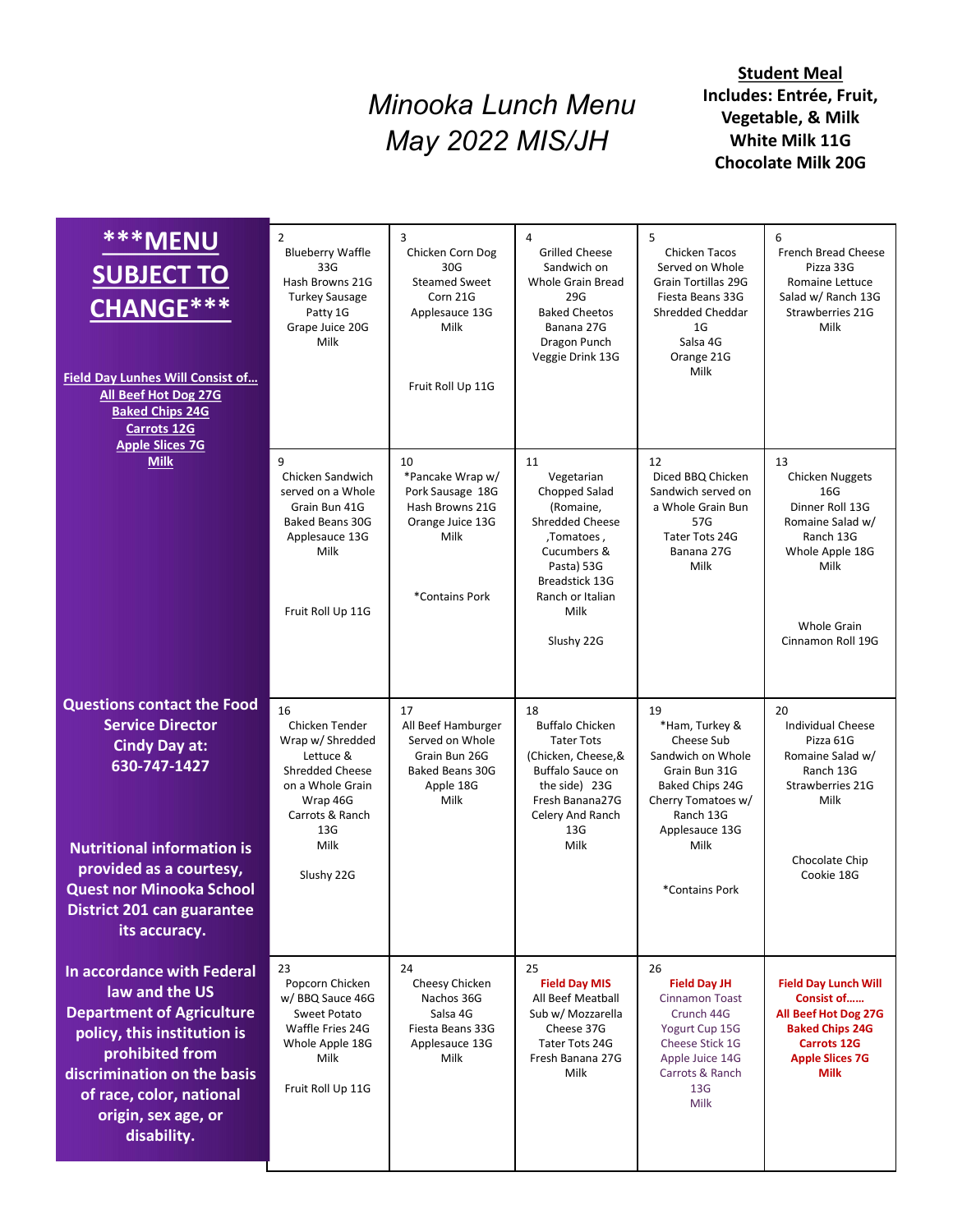# Minooka Lunch Menu
# May 2022 MIS/JH

**Student Meal**
**Includes: Entrée, Fruit, Vegetable, & Milk**
**White Milk 11G**
**Chocolate Milk 20G**

**\*\*\*MENU SUBJECT TO CHANGE\*\*\***

**Field Day Lunhes Will Consist of...**
**All Beef Hot Dog 27G**
**Baked Chips 24G**
**Carrots 12G**
**Apple Slices 7G**
**Milk**

**Questions contact the Food Service Director Cindy Day at: 630-747-1427**

**Nutritional information is provided as a courtesy, Quest nor Minooka School District 201 can guarantee its accuracy.**

**In accordance with Federal law and the US Department of Agriculture policy, this institution is prohibited from discrimination on the basis of race, color, national origin, sex age, or disability.**

| | | | | |
|---|---|---|---|---|
| 2<br>Blueberry Waffle 33G<br>Hash Browns 21G<br>Turkey Sausage Patty 1G<br>Grape Juice 20G<br>Milk | 3<br>Chicken Corn Dog 30G<br>Steamed Sweet Corn 21G<br>Applesauce 13G<br>Milk<br><br>Fruit Roll Up 11G | 4<br>Grilled Cheese Sandwich on Whole Grain Bread 29G<br>Baked Cheetos<br>Banana 27G<br>Dragon Punch Veggie Drink 13G | 5<br>Chicken Tacos Served on Whole Grain Tortillas 29G<br>Fiesta Beans 33G<br>Shredded Cheddar 1G<br>Salsa 4G<br>Orange 21G<br>Milk | 6<br>French Bread Cheese Pizza 33G<br>Romaine Lettuce Salad w/ Ranch 13G<br>Strawberries 21G<br>Milk |
| 9<br>Chicken Sandwich served on a Whole Grain Bun 41G<br>Baked Beans 30G<br>Applesauce 13G<br>Milk<br><br>Fruit Roll Up 11G | 10<br>\*Pancake Wrap w/ Pork Sausage 18G<br>Hash Browns 21G<br>Orange Juice 13G<br>Milk<br><br>\*Contains Pork | 11<br>Vegetarian Chopped Salad (Romaine, Shredded Cheese ,Tomatoes , Cucumbers & Pasta) 53G<br>Breadstick 13G<br>Ranch or Italian<br>Milk<br><br>Slushy 22G | 12<br>Diced BBQ Chicken Sandwich served on a Whole Grain Bun 57G<br>Tater Tots 24G<br>Banana 27G<br>Milk | 13<br>Chicken Nuggets 16G<br>Dinner Roll 13G<br>Romaine Salad w/ Ranch 13G<br>Whole Apple 18G<br>Milk<br><br>Whole Grain Cinnamon Roll 19G |
| 16<br>Chicken Tender Wrap w/ Shredded Lettuce & Shredded Cheese on a Whole Grain Wrap 46G<br>Carrots & Ranch 13G<br>Milk<br><br>Slushy 22G | 17<br>All Beef Hamburger Served on Whole Grain Bun 26G<br>Baked Beans 30G<br>Apple 18G<br>Milk | 18<br>Buffalo Chicken Tater Tots (Chicken, Cheese,& Buffalo Sauce on the side) 23G<br>Fresh Banana27G<br>Celery And Ranch 13G<br>Milk | 19<br>\*Ham, Turkey & Cheese Sub Sandwich on Whole Grain Bun 31G<br>Baked Chips 24G<br>Cherry Tomatoes w/ Ranch 13G<br>Applesauce 13G<br>Milk<br><br>\*Contains Pork | 20<br>Individual Cheese Pizza 61G<br>Romaine Salad w/ Ranch 13G<br>Strawberries 21G<br>Milk<br><br>Chocolate Chip Cookie 18G |
| 23<br>Popcorn Chicken w/ BBQ Sauce 46G<br>Sweet Potato Waffle Fries 24G<br>Whole Apple 18G<br>Milk<br><br>Fruit Roll Up 11G | 24<br>Cheesy Chicken Nachos 36G<br>Salsa 4G<br>Fiesta Beans 33G<br>Applesauce 13G<br>Milk | 25<br>**Field Day MIS**<br>All Beef Meatball Sub w/ Mozzarella Cheese 37G<br>Tater Tots 24G<br>Fresh Banana 27G<br>Milk | 26<br>**Field Day JH**<br>Cinnamon Toast Crunch 44G<br>Yogurt Cup 15G<br>Cheese Stick 1G<br>Apple Juice 14G<br>Carrots & Ranch 13G<br>Milk | **Field Day Lunch Will Consist of……**<br>**All Beef Hot Dog 27G**<br>**Baked Chips 24G**<br>**Carrots 12G**<br>**Apple Slices 7G**<br>**Milk** |